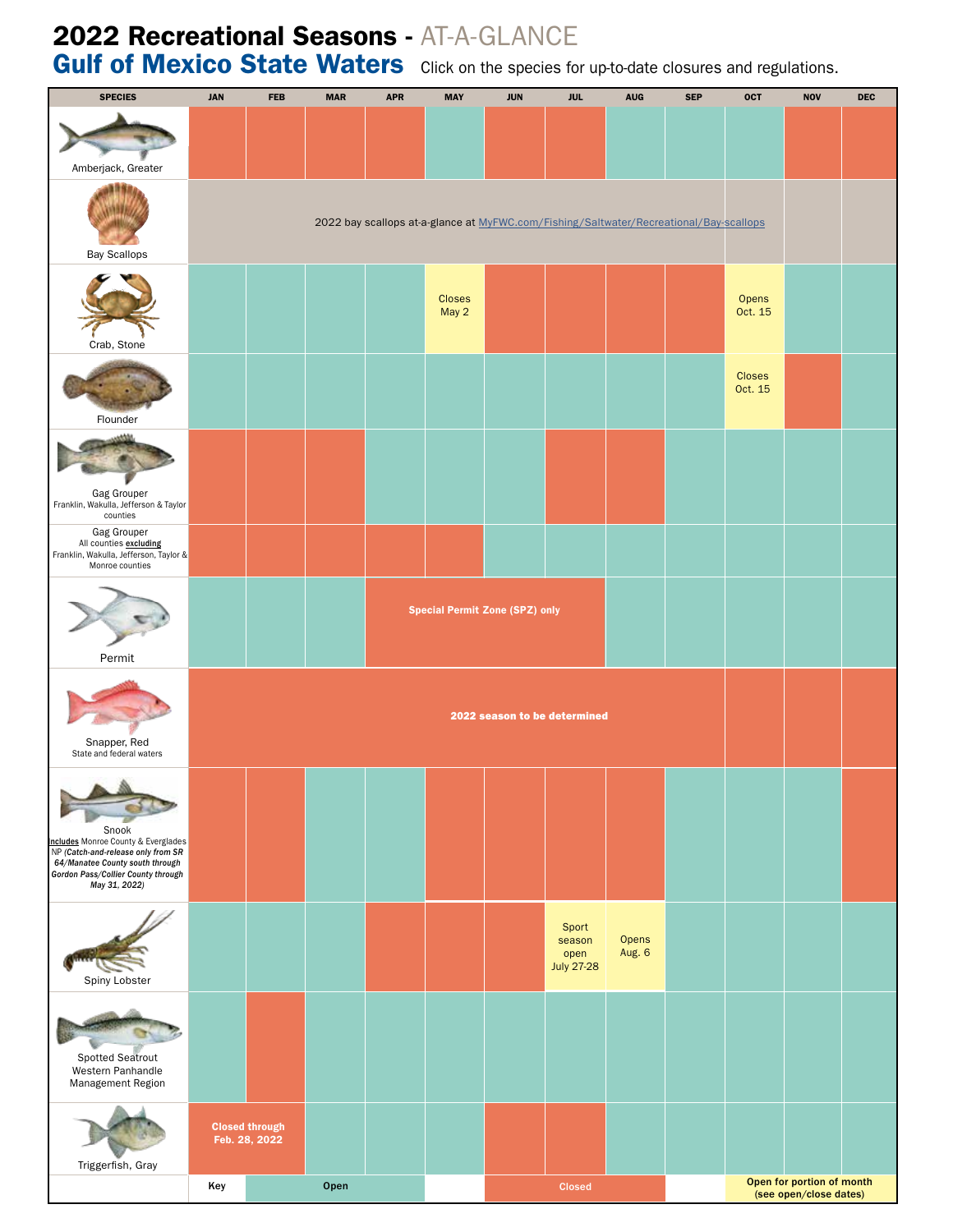# 2022 Recreational Seasons - AT-A-GLANCE

## Gulf of Mexico State Waters

Click on the species for up-to-date closures and regulations.

| SPECIES | JAN | FEB | MAR | APR | MAY | JUN | JUL | AUG | SEP | OCT | NOV | DEC |
|---|---|---|---|---|---|---|---|---|---|---|---|---|
| Amberjack, Greater | Closed | Closed | Closed | Closed | Open | Closed | Closed | Open | Open | Open | Closed | Closed |
| Bay Scallops | 2022 bay scallops at-a-glance at MyFWC.com/Fishing/Saltwater/Recreational/Bay-scallops | | | | | | | | | | | |
| Crab, Stone | Open | Open | Open | Open | Closes May 2 | Closed | Closed | Closed | Closed | Opens Oct. 15 | Open | Open |
| Flounder | Open | Open | Open | Open | Open | Open | Open | Open | Open | Closes Oct. 15 | Closed | Open |
| Gag Grouper<br>Franklin, Wakulla, Jefferson & Taylor counties | Closed | Closed | Closed | Open | Open | Open | Closed | Closed | Open | Open | Open | Open |
| Gag Grouper<br>All counties **excluding** Franklin, Wakulla, Jefferson, Taylor & Monroe counties | Closed | Closed | Closed | Closed | Closed | Open | Open | Open | Open | Open | Open | Open |
| Permit | Open | Open | Open | Special Permit Zone (SPZ) only | Special Permit Zone (SPZ) only | Special Permit Zone (SPZ) only | Special Permit Zone (SPZ) only | Open | Open | Open | Open | Open |
| Snapper, Red<br>State and federal waters | 2022 season to be determined | | | | | | | | | | | |
| Snook<br>**Includes** Monroe County & Everglades NP *(Catch-and-release only from SR 64/Manatee County south through Gordon Pass/Collier County through May 31, 2022)* | Closed | Closed | Open | Open | Closed | Closed | Closed | Closed | Open | Open | Open | Closed |
| Spiny Lobster | Open | Open | Open | Closed | Closed | Closed | Sport season open July 27-28 | Opens Aug. 6 | Open | Open | Open | Open |
| Spotted Seatrout<br>Western Panhandle Management Region | Open | Closed | Open | Open | Open | Open | Open | Open | Open | Open | Open | Open |
| Triggerfish, Gray | Closed through Feb. 28, 2022 | Closed through Feb. 28, 2022 | Open | Open | Open | Closed | Closed | Open | Open | Open | Open | Open |

**Key:** Open | Closed | Open for portion of month (see open/close dates)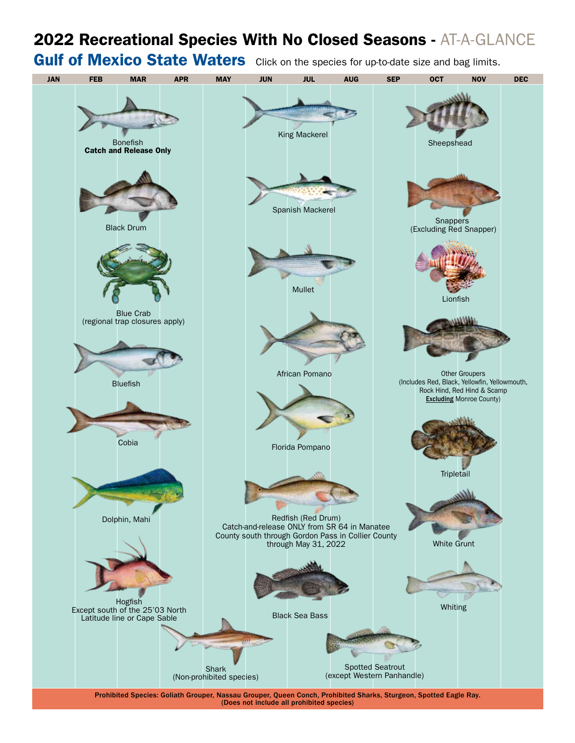# 2022 Recreational Species With No Closed Seasons - AT-A-GLANCE

## Gulf of Mexico State Waters

Click on the species for up-to-date size and bag limits.

JAN FEB MAR APR MAY JUN JUL AUG SEP OCT NOV DEC

Bonefish
**Catch and Release Only**

Black Drum

Blue Crab
(regional trap closures apply)

Bluefish

Cobia

Dolphin, Mahi

Hogfish
Except south of the 25'03 North Latitude line or Cape Sable

King Mackerel

Spanish Mackerel

Mullet

African Pomano

Florida Pompano

Redfish (Red Drum)
Catch-and-release ONLY from SR 64 in Manatee County south through Gordon Pass in Collier County through May 31, 2022

Black Sea Bass

Shark
(Non-prohibited species)

Spotted Seatrout
(except Western Panhandle)

Sheepshead

Snappers
(Excluding Red Snapper)

Lionfish

Other Groupers
(Includes Red, Black, Yellowfin, Yellowmouth, Rock Hind, Red Hind & Scamp **Excluding** Monroe County)

Tripletail

White Grunt

Whiting

**Prohibited Species: Goliath Grouper, Nassau Grouper, Queen Conch, Prohibited Sharks, Sturgeon, Spotted Eagle Ray.**
**(Does not include all prohibited species)**